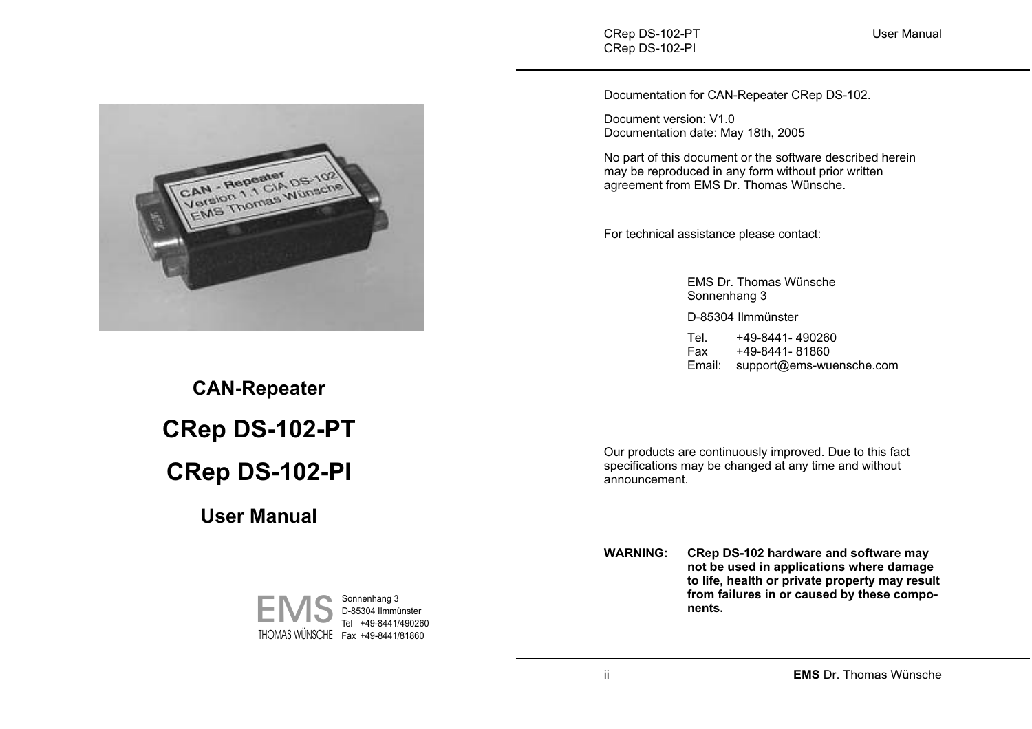# CAN-Repeater

# CRep DS-102-PT

# CRep DS-102-PI

## User Manual

EMS THOMAS WÜNSCHE
Sonnenhang 3
D-85304 Ilmmünster
Tel +49-8441/490260
Fax +49-8441/81860

Documentation for CAN-Repeater CRep DS-102.

Document version: V1.0
Documentation date: May 18th, 2005

No part of this document or the software described herein may be reproduced in any form without prior written agreement from EMS Dr. Thomas Wünsche.

For technical assistance please contact:

EMS Dr. Thomas Wünsche
Sonnenhang 3

D-85304 Ilmmünster

Tel. +49-8441- 490260
Fax +49-8441- 81860
Email: support@ems-wuensche.com

Our products are continuously improved. Due to this fact specifications may be changed at any time and without announcement.

**WARNING: CRep DS-102 hardware and software may not be used in applications where damage to life, health or private property may result from failures in or caused by these components.**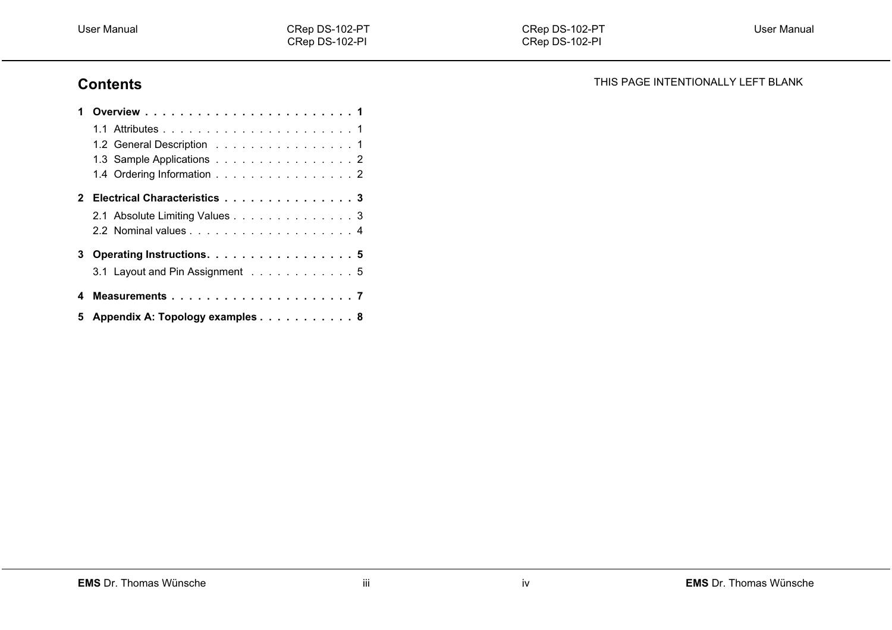## Contents

**1 Overview . . . . . . . . . . . . . . . . . . . . . . . . 1**

- 1.1 Attributes . . . . . . . . . . . . . . . . . . . . . . . 1
- 1.2 General Description . . . . . . . . . . . . . . . . . 1
- 1.3 Sample Applications . . . . . . . . . . . . . . . . . 2
- 1.4 Ordering Information . . . . . . . . . . . . . . . . . 2

**2 Electrical Characteristics . . . . . . . . . . . . . . . . 3**

- 2.1 Absolute Limiting Values . . . . . . . . . . . . . . . 3
- 2.2 Nominal values . . . . . . . . . . . . . . . . . . . . 4

**3 Operating Instructions. . . . . . . . . . . . . . . . . . 5**

- 3.1 Layout and Pin Assignment . . . . . . . . . . . . 5

**4 Measurements . . . . . . . . . . . . . . . . . . . . . 7**

**5 Appendix A: Topology examples . . . . . . . . . . . 8**

THIS PAGE INTENTIONALLY LEFT BLANK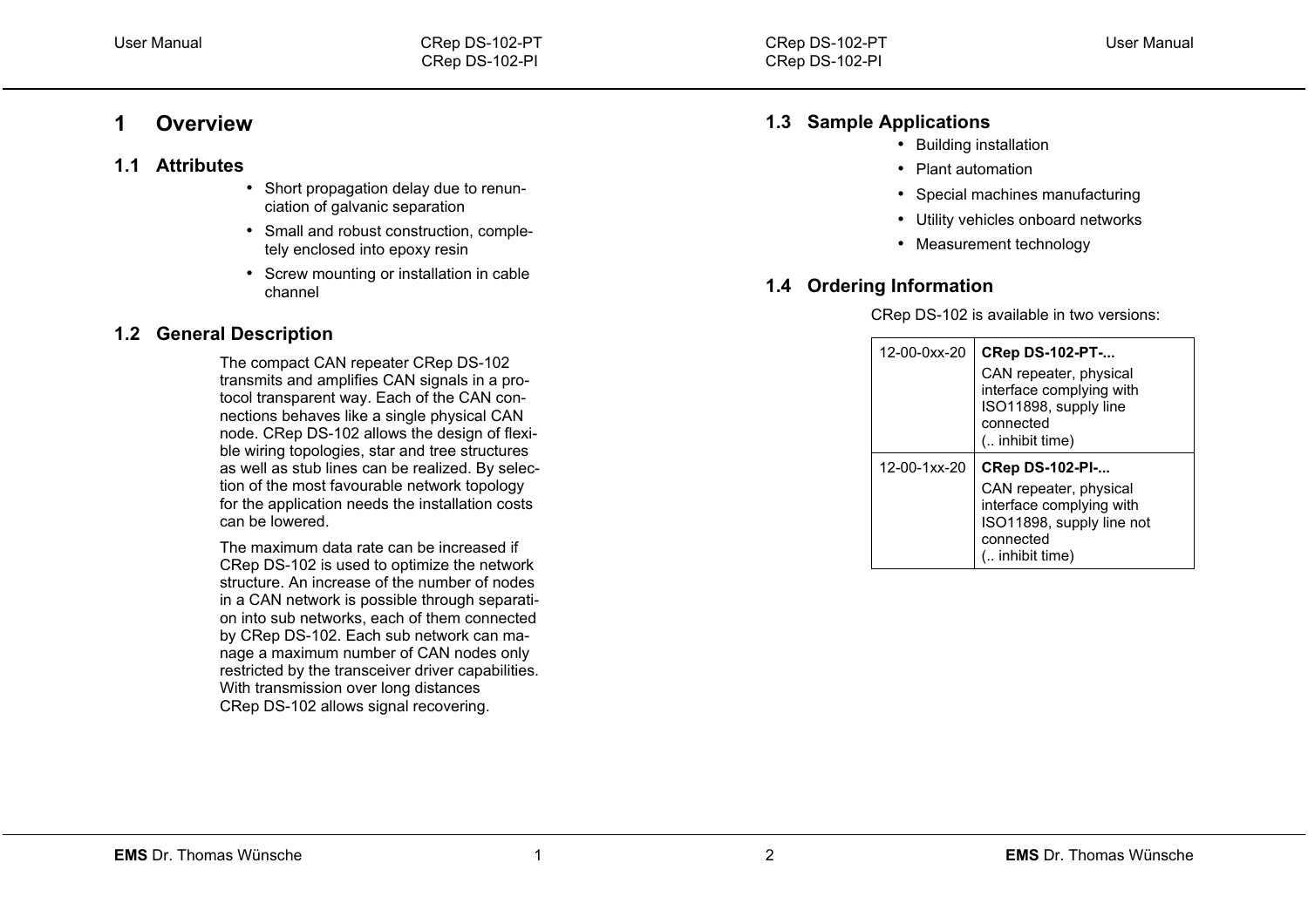# 1 Overview

## 1.1 Attributes

- Short propagation delay due to renunciation of galvanic separation
- Small and robust construction, completely enclosed into epoxy resin
- Screw mounting or installation in cable channel

## 1.2 General Description

The compact CAN repeater CRep DS-102 transmits and amplifies CAN signals in a protocol transparent way. Each of the CAN connections behaves like a single physical CAN node. CRep DS-102 allows the design of flexible wiring topologies, star and tree structures as well as stub lines can be realized. By selection of the most favourable network topology for the application needs the installation costs can be lowered.

The maximum data rate can be increased if CRep DS-102 is used to optimize the network structure. An increase of the number of nodes in a CAN network is possible through separation into sub networks, each of them connected by CRep DS-102. Each sub network can manage a maximum number of CAN nodes only restricted by the transceiver driver capabilities. With transmission over long distances CRep DS-102 allows signal recovering.

## 1.3 Sample Applications

- Building installation
- Plant automation
- Special machines manufacturing
- Utility vehicles onboard networks
- Measurement technology

## 1.4 Ordering Information

CRep DS-102 is available in two versions:

| | |
|---|---|
| 12-00-0xx-20 | **CRep DS-102-PT-...** CAN repeater, physical interface complying with ISO11898, supply line connected (.. inhibit time) |
| 12-00-1xx-20 | **CRep DS-102-PI-...** CAN repeater, physical interface complying with ISO11898, supply line not connected (.. inhibit time) |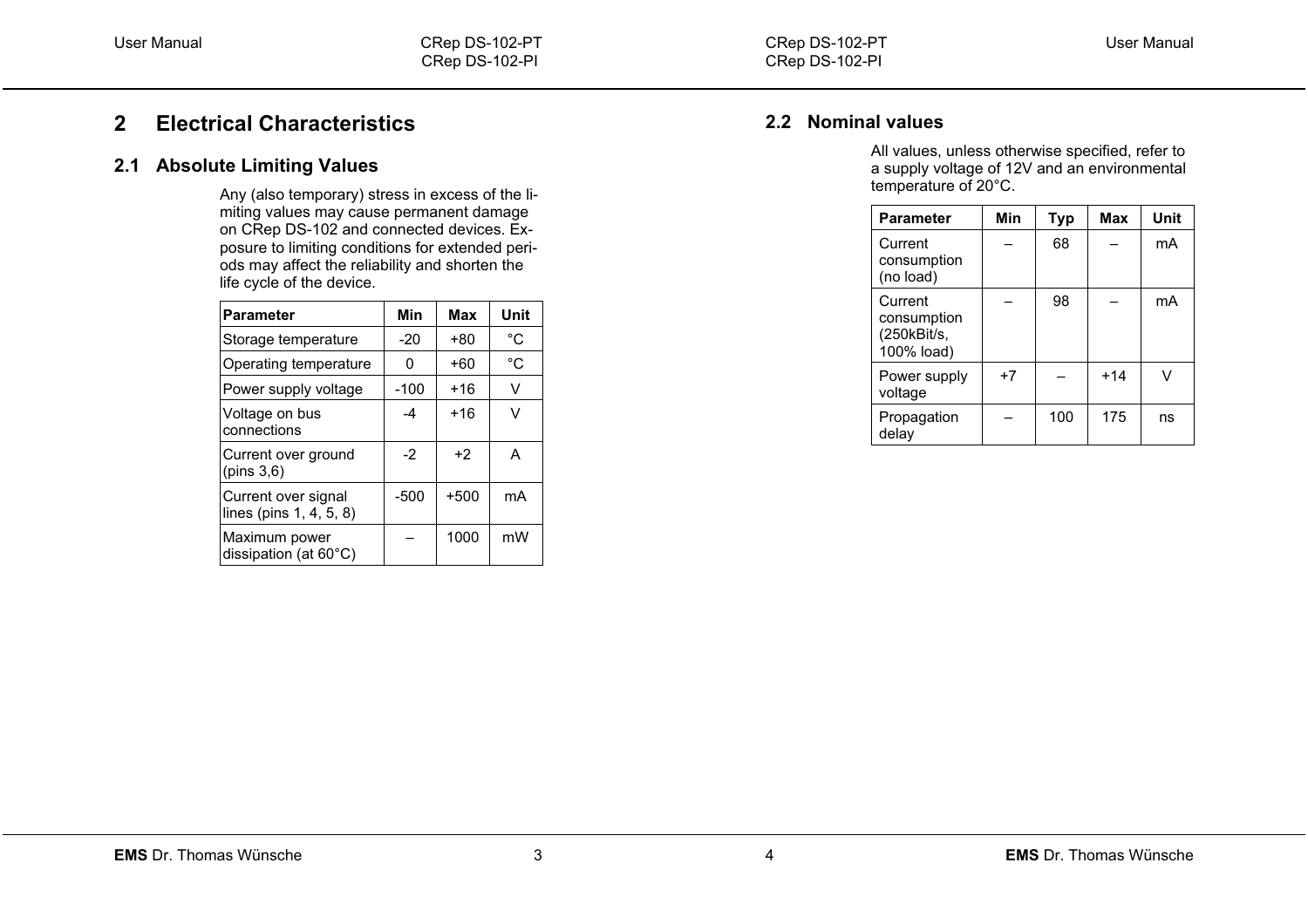# 2 Electrical Characteristics

## 2.1 Absolute Limiting Values

Any (also temporary) stress in excess of the limiting values may cause permanent damage on CRep DS-102 and connected devices. Exposure to limiting conditions for extended periods may affect the reliability and shorten the life cycle of the device.

| Parameter | Min | Max | Unit |
|---|---|---|---|
| Storage temperature | -20 | +80 | °C |
| Operating temperature | 0 | +60 | °C |
| Power supply voltage | -100 | +16 | V |
| Voltage on bus connections | -4 | +16 | V |
| Current over ground (pins 3,6) | -2 | +2 | A |
| Current over signal lines (pins 1, 4, 5, 8) | -500 | +500 | mA |
| Maximum power dissipation (at 60°C) | – | 1000 | mW |

## 2.2 Nominal values

All values, unless otherwise specified, refer to a supply voltage of 12V and an environmental temperature of 20°C.

| Parameter | Min | Typ | Max | Unit |
|---|---|---|---|---|
| Current consumption (no load) | – | 68 | – | mA |
| Current consumption (250kBit/s, 100% load) | – | 98 | – | mA |
| Power supply voltage | +7 | – | +14 | V |
| Propagation delay | – | 100 | 175 | ns |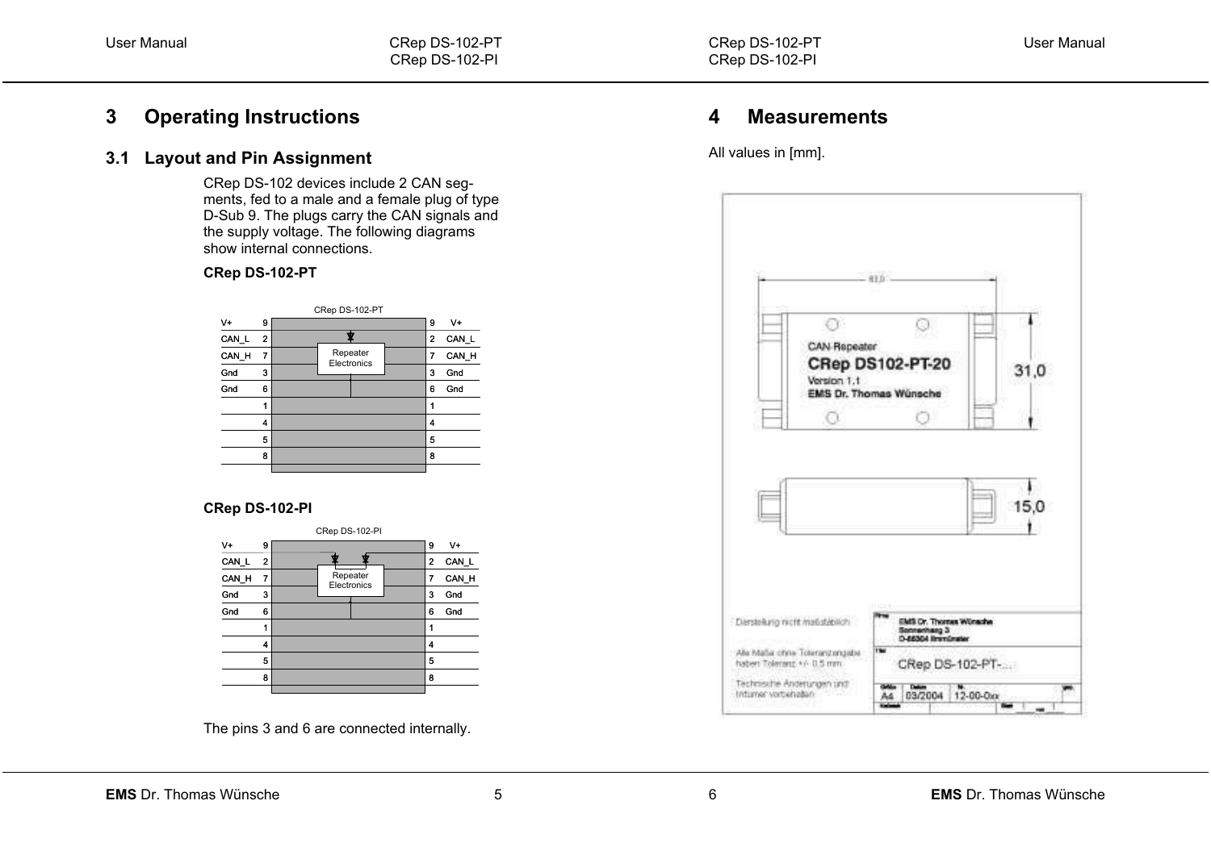# 3 Operating Instructions

## 3.1 Layout and Pin Assignment

CRep DS-102 devices include 2 CAN segments, fed to a male and a female plug of type D-Sub 9. The plugs carry the CAN signals and the supply voltage. The following diagrams show internal connections.

**CRep DS-102-PT**

CRep DS-102-PT

| Signal | Pin | | Pin | Signal |
|---|---|---|---|---|
| V+ | 9 | | 9 | V+ |
| CAN_L | 2 | Repeater Electronics | 2 | CAN_L |
| CAN_H | 7 | | 7 | CAN_H |
| Gnd | 3 | | 3 | Gnd |
| Gnd | 6 | | 6 | Gnd |
| | 1 | | 1 | |
| | 4 | | 4 | |
| | 5 | | 5 | |
| | 8 | | 8 | |

**CRep DS-102-PI**

CRep DS-102-PI

| Signal | Pin | | Pin | Signal |
|---|---|---|---|---|
| V+ | 9 | | 9 | V+ |
| CAN_L | 2 | Repeater Electronics | 2 | CAN_L |
| CAN_H | 7 | | 7 | CAN_H |
| Gnd | 3 | | 3 | Gnd |
| Gnd | 6 | | 6 | Gnd |
| | 1 | | 1 | |
| | 4 | | 4 | |
| | 5 | | 5 | |
| | 8 | | 8 | |

The pins 3 and 6 are connected internally.

# 4 Measurements

All values in [mm].

63,0

CAN-Repeater
CRep DS102-PT-20
Version 1.1
EMS Dr. Thomas Wünsche

31,0

15,0

Darstellung nicht maßstäblich

Alle Maße ohne Toleranzangabe haben Toleranz +/- 0,5 mm

Technische Änderungen und Irrtümer vorbehalten

EMS Dr. Thomas Wünsche
Sonnenhang 3
D-85304 Ilmmünster

CRep DS-102-PT-...

A4 | 03/2004 | 12-00-0xx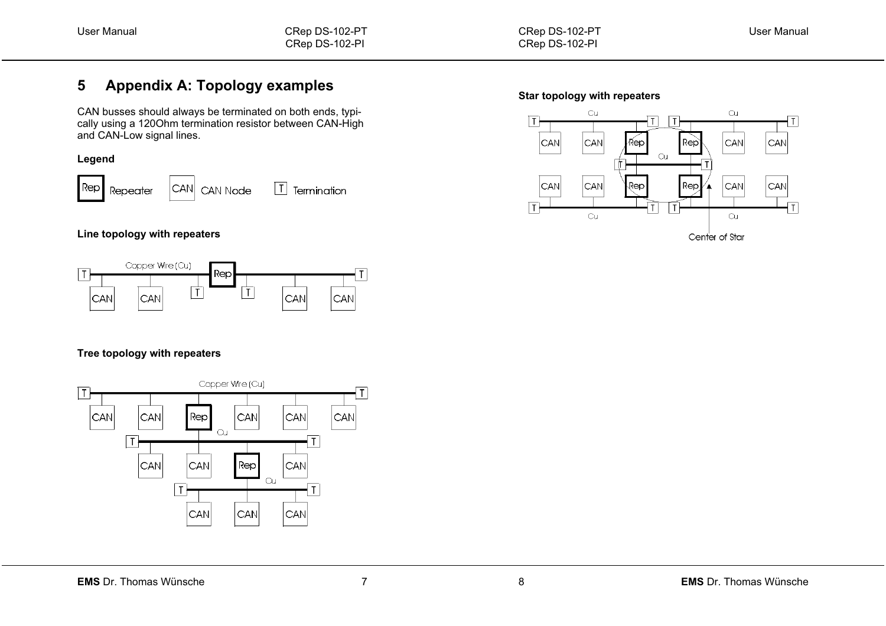# 5 Appendix A: Topology examples

CAN busses should always be terminated on both ends, typically using a 120Ohm termination resistor between CAN-High and CAN-Low signal lines.

**Legend**

Rep Repeater    CAN CAN Node    T Termination

**Line topology with repeaters**

**Tree topology with repeaters**

**Star topology with repeaters**